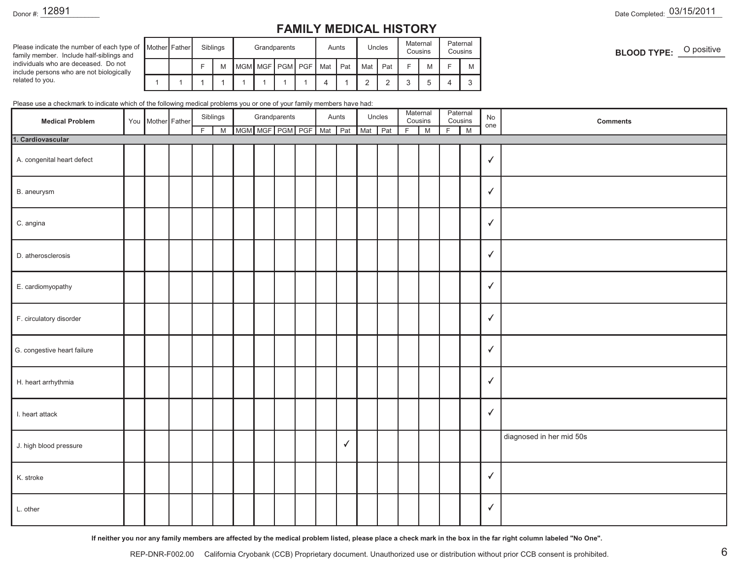Donor #: 12891

Date Completed: 03/15/2011

# FAMILY MEDICAL HISTORY

Please indicate the number of each type of family member. Include half-siblings and individuals who are deceased. Do not include persons who are not biologically related to you.

| Mother | Father | Siblings | | Grandparents | | | | Aunts | | Uncles | | Maternal Cousins | | Paternal Cousins | |
|---|---|---|---|---|---|---|---|---|---|---|---|---|---|---|---|
| | | F | M | MGM | MGF | PGM | PGF | Mat | Pat | Mat | Pat | F | M | F | M |
| 1 | 1 | 1 | 1 | 1 | 1 | 1 | 1 | 4 | 1 | 2 | 2 | 3 | 5 | 4 | 3 |

**BLOOD TYPE:** O positive

Please use a checkmark to indicate which of the following medical problems you or one of your family members have had:

| Medical Problem | You | Mother | Father | Siblings F | Siblings M | Grandparents MGM | Grandparents MGF | Grandparents PGM | Grandparents PGF | Aunts Mat | Aunts Pat | Uncles Mat | Uncles Pat | Maternal Cousins F | Maternal Cousins M | Paternal Cousins F | Paternal Cousins M | No one | Comments |
|---|---|---|---|---|---|---|---|---|---|---|---|---|---|---|---|---|---|---|---|
| **1. Cardiovascular** | | | | | | | | | | | | | | | | | | | |
| A. congenital heart defect | | | | | | | | | | | | | | | | | | ✓ | |
| B. aneurysm | | | | | | | | | | | | | | | | | | ✓ | |
| C. angina | | | | | | | | | | | | | | | | | | ✓ | |
| D. atherosclerosis | | | | | | | | | | | | | | | | | | ✓ | |
| E. cardiomyopathy | | | | | | | | | | | | | | | | | | ✓ | |
| F. circulatory disorder | | | | | | | | | | | | | | | | | | ✓ | |
| G. congestive heart failure | | | | | | | | | | | | | | | | | | ✓ | |
| H. heart arrhythmia | | | | | | | | | | | | | | | | | | ✓ | |
| I. heart attack | | | | | | | | | | | | | | | | | | ✓ | |
| J. high blood pressure | | | | | | | | | | | ✓ | | | | | | | | diagnosed in her mid 50s |
| K. stroke | | | | | | | | | | | | | | | | | | ✓ | |
| L. other | | | | | | | | | | | | | | | | | | ✓ | |

**If neither you nor any family members are affected by the medical problem listed, please place a check mark in the box in the far right column labeled "No One".**

REP-DNR-F002.00 California Cryobank (CCB) Proprietary document. Unauthorized use or distribution without prior CCB consent is prohibited.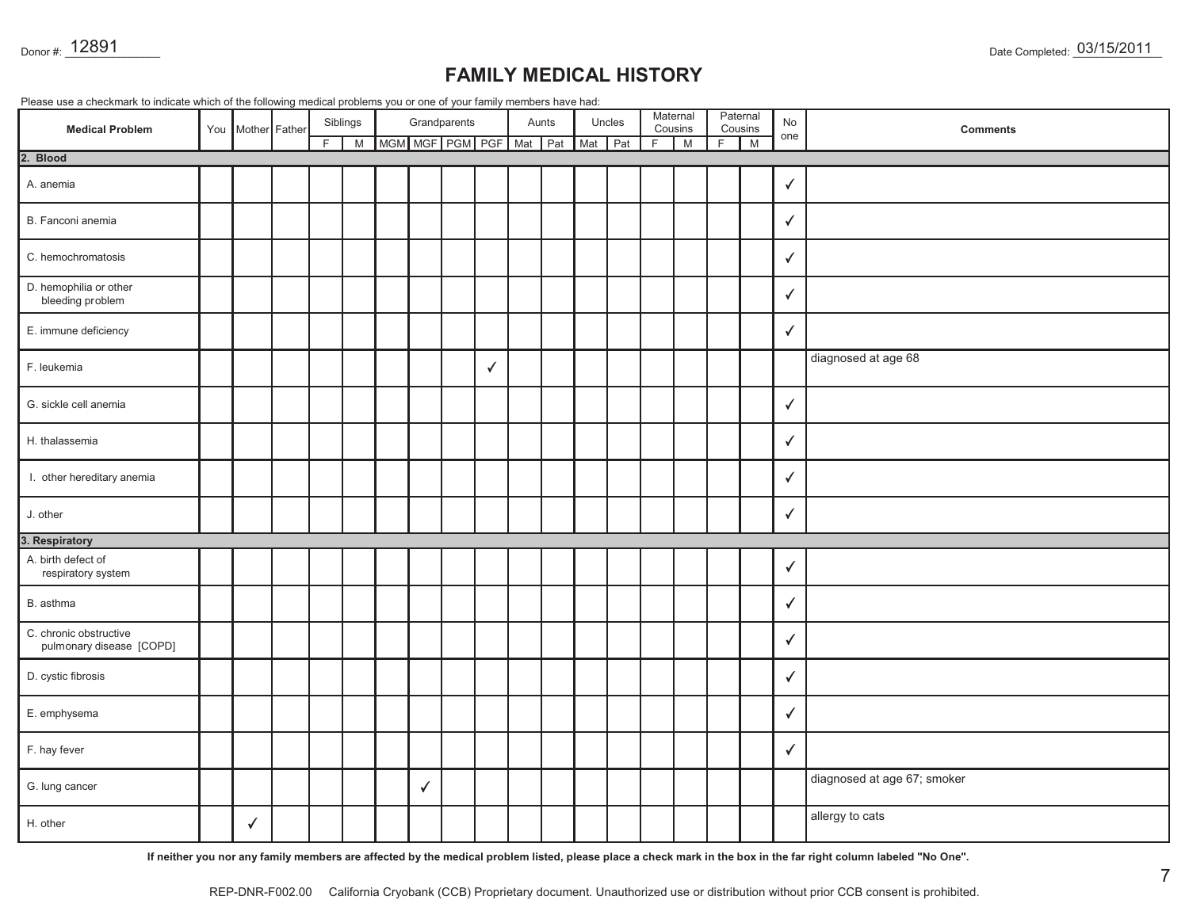Donor #: 12891

Date Completed: 03/15/2011

# FAMILY MEDICAL HISTORY

Please use a checkmark to indicate which of the following medical problems you or one of your family members have had:

| Medical Problem | You | Mother | Father | Siblings | | Grandparents | | | | Aunts | | Uncles | | Maternal Cousins | | Paternal Cousins | | No one | Comments |
|---|---|---|---|---|---|---|---|---|---|---|---|---|---|---|---|---|---|---|---|
| | | | | F | M | MGM | MGF | PGM | PGF | Mat | Pat | Mat | Pat | F | M | F | M | | |
| **2. Blood** | | | | | | | | | | | | | | | | | | | |
| A. anemia | | | | | | | | | | | | | | | | | | ✓ | |
| B. Fanconi anemia | | | | | | | | | | | | | | | | | | ✓ | |
| C. hemochromatosis | | | | | | | | | | | | | | | | | | ✓ | |
| D. hemophilia or other bleeding problem | | | | | | | | | | | | | | | | | | ✓ | |
| E. immune deficiency | | | | | | | | | | | | | | | | | | ✓ | |
| F. leukemia | | | | | | | | | ✓ | | | | | | | | | | diagnosed at age 68 |
| G. sickle cell anemia | | | | | | | | | | | | | | | | | | ✓ | |
| H. thalassemia | | | | | | | | | | | | | | | | | | ✓ | |
| I. other hereditary anemia | | | | | | | | | | | | | | | | | | ✓ | |
| J. other | | | | | | | | | | | | | | | | | | ✓ | |
| **3. Respiratory** | | | | | | | | | | | | | | | | | | | |
| A. birth defect of respiratory system | | | | | | | | | | | | | | | | | | ✓ | |
| B. asthma | | | | | | | | | | | | | | | | | | ✓ | |
| C. chronic obstructive pulmonary disease [COPD] | | | | | | | | | | | | | | | | | | ✓ | |
| D. cystic fibrosis | | | | | | | | | | | | | | | | | | ✓ | |
| E. emphysema | | | | | | | | | | | | | | | | | | ✓ | |
| F. hay fever | | | | | | | | | | | | | | | | | | ✓ | |
| G. lung cancer | | | | | | | ✓ | | | | | | | | | | | | diagnosed at age 67; smoker |
| H. other | | ✓ | | | | | | | | | | | | | | | | | allergy to cats |

**If neither you nor any family members are affected by the medical problem listed, please place a check mark in the box in the far right column labeled "No One".**

REP-DNR-F002.00 California Cryobank (CCB) Proprietary document. Unauthorized use or distribution without prior CCB consent is prohibited.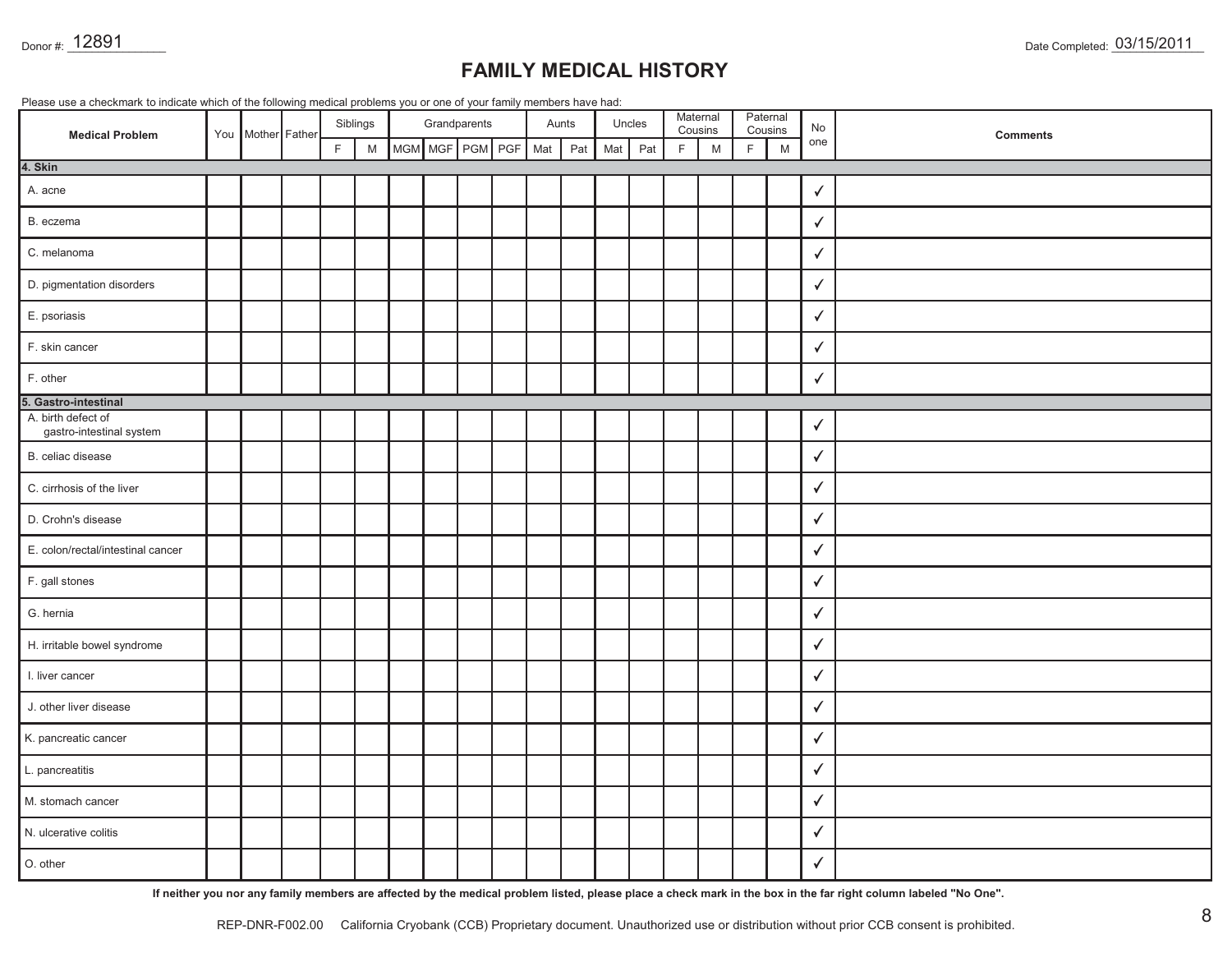Donor #: 12891

Date Completed: 03/15/2011

# FAMILY MEDICAL HISTORY

Please use a checkmark to indicate which of the following medical problems you or one of your family members have had:

| Medical Problem | You | Mother | Father | Siblings | | Grandparents | | | | Aunts | | Uncles | | Maternal Cousins | | Paternal Cousins | | No one | Comments |
|---|---|---|---|---|---|---|---|---|---|---|---|---|---|---|---|---|---|---|---|
| | | | | F | M | MGM | MGF | PGM | PGF | Mat | Pat | Mat | Pat | F | M | F | M | | |
| **4. Skin** | | | | | | | | | | | | | | | | | | | |
| A. acne | | | | | | | | | | | | | | | | | | ✓ | |
| B. eczema | | | | | | | | | | | | | | | | | | ✓ | |
| C. melanoma | | | | | | | | | | | | | | | | | | ✓ | |
| D. pigmentation disorders | | | | | | | | | | | | | | | | | | ✓ | |
| E. psoriasis | | | | | | | | | | | | | | | | | | ✓ | |
| F. skin cancer | | | | | | | | | | | | | | | | | | ✓ | |
| F. other | | | | | | | | | | | | | | | | | | ✓ | |
| **5. Gastro-intestinal** | | | | | | | | | | | | | | | | | | | |
| A. birth defect of gastro-intestinal system | | | | | | | | | | | | | | | | | | ✓ | |
| B. celiac disease | | | | | | | | | | | | | | | | | | ✓ | |
| C. cirrhosis of the liver | | | | | | | | | | | | | | | | | | ✓ | |
| D. Crohn's disease | | | | | | | | | | | | | | | | | | ✓ | |
| E. colon/rectal/intestinal cancer | | | | | | | | | | | | | | | | | | ✓ | |
| F. gall stones | | | | | | | | | | | | | | | | | | ✓ | |
| G. hernia | | | | | | | | | | | | | | | | | | ✓ | |
| H. irritable bowel syndrome | | | | | | | | | | | | | | | | | | ✓ | |
| I. liver cancer | | | | | | | | | | | | | | | | | | ✓ | |
| J. other liver disease | | | | | | | | | | | | | | | | | | ✓ | |
| K. pancreatic cancer | | | | | | | | | | | | | | | | | | ✓ | |
| L. pancreatitis | | | | | | | | | | | | | | | | | | ✓ | |
| M. stomach cancer | | | | | | | | | | | | | | | | | | ✓ | |
| N. ulcerative colitis | | | | | | | | | | | | | | | | | | ✓ | |
| O. other | | | | | | | | | | | | | | | | | | ✓ | |

**If neither you nor any family members are affected by the medical problem listed, please place a check mark in the box in the far right column labeled "No One".**

REP-DNR-F002.00 California Cryobank (CCB) Proprietary document. Unauthorized use or distribution without prior CCB consent is prohibited.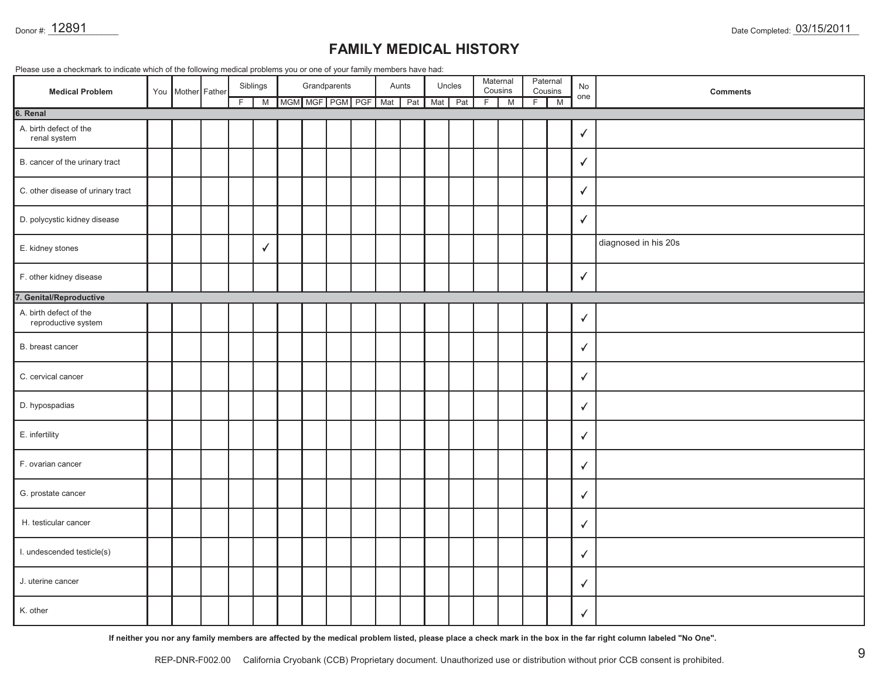Donor #: 12891

Date Completed: 03/15/2011

# FAMILY MEDICAL HISTORY

Please use a checkmark to indicate which of the following medical problems you or one of your family members have had:

| Medical Problem | You | Mother | Father | Siblings | | Grandparents | | | | Aunts | | Uncles | | Maternal Cousins | | Paternal Cousins | | No one | Comments |
|---|---|---|---|---|---|---|---|---|---|---|---|---|---|---|---|---|---|---|---|
| | | | | F | M | MGM | MGF | PGM | PGF | Mat | Pat | Mat | Pat | F | M | F | M | | |
| **6. Renal** | | | | | | | | | | | | | | | | | | | |
| A. birth defect of the renal system | | | | | | | | | | | | | | | | | | ✓ | |
| B. cancer of the urinary tract | | | | | | | | | | | | | | | | | | ✓ | |
| C. other disease of urinary tract | | | | | | | | | | | | | | | | | | ✓ | |
| D. polycystic kidney disease | | | | | | | | | | | | | | | | | | ✓ | |
| E. kidney stones | | | | | ✓ | | | | | | | | | | | | | | diagnosed in his 20s |
| F. other kidney disease | | | | | | | | | | | | | | | | | | ✓ | |
| **7. Genital/Reproductive** | | | | | | | | | | | | | | | | | | | |
| A. birth defect of the reproductive system | | | | | | | | | | | | | | | | | | ✓ | |
| B. breast cancer | | | | | | | | | | | | | | | | | | ✓ | |
| C. cervical cancer | | | | | | | | | | | | | | | | | | ✓ | |
| D. hypospadias | | | | | | | | | | | | | | | | | | ✓ | |
| E. infertility | | | | | | | | | | | | | | | | | | ✓ | |
| F. ovarian cancer | | | | | | | | | | | | | | | | | | ✓ | |
| G. prostate cancer | | | | | | | | | | | | | | | | | | ✓ | |
| H. testicular cancer | | | | | | | | | | | | | | | | | | ✓ | |
| I. undescended testicle(s) | | | | | | | | | | | | | | | | | | ✓ | |
| J. uterine cancer | | | | | | | | | | | | | | | | | | ✓ | |
| K. other | | | | | | | | | | | | | | | | | | ✓ | |

**If neither you nor any family members are affected by the medical problem listed, please place a check mark in the box in the far right column labeled "No One".**

REP-DNR-F002.00 California Cryobank (CCB) Proprietary document. Unauthorized use or distribution without prior CCB consent is prohibited.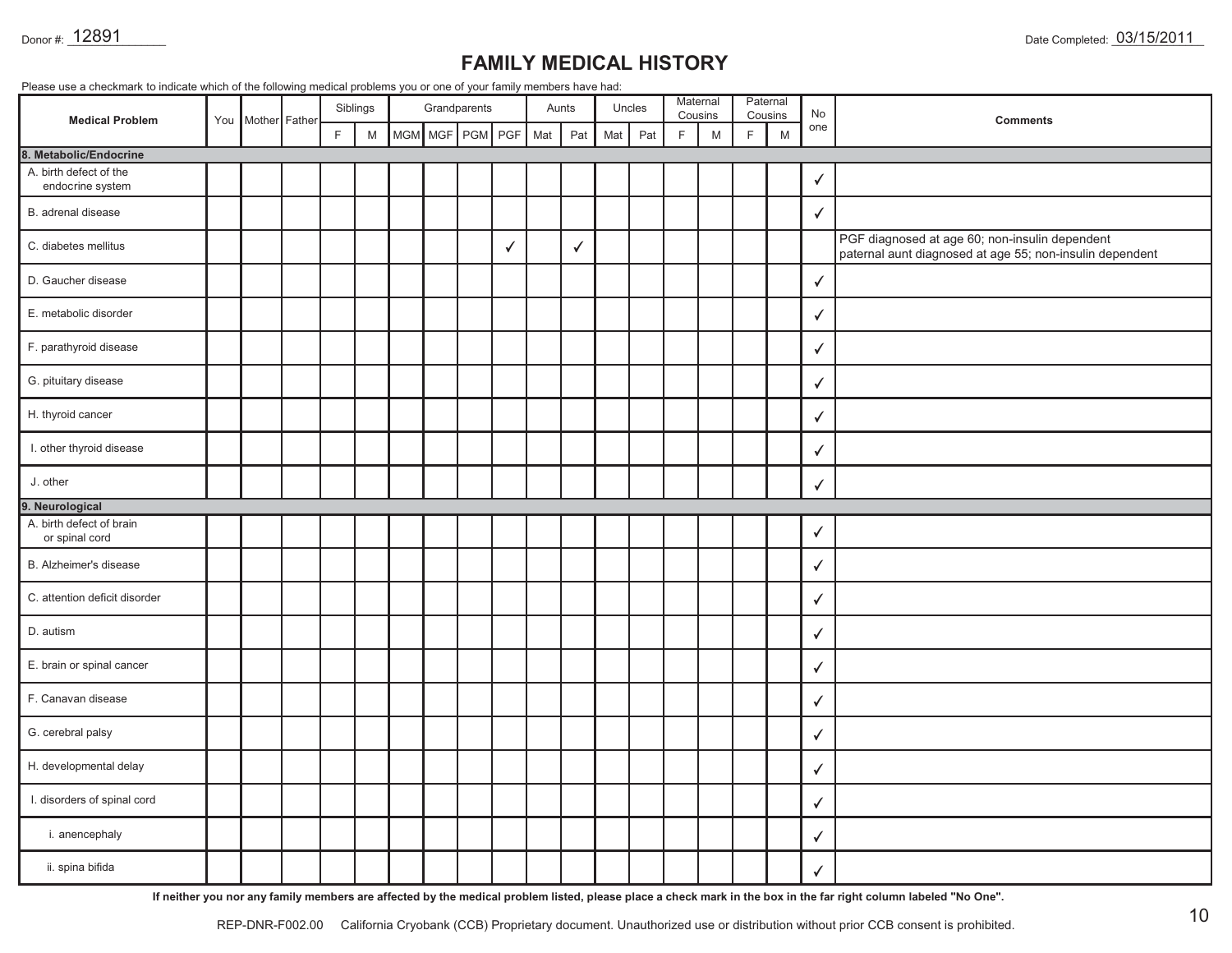Donor #: 12891

Date Completed: 03/15/2011

# FAMILY MEDICAL HISTORY

Please use a checkmark to indicate which of the following medical problems you or one of your family members have had:

| Medical Problem | You | Mother | Father | Siblings | | Grandparents | | | | Aunts | | Uncles | | Maternal Cousins | | Paternal Cousins | | No one | Comments |
|---|---|---|---|---|---|---|---|---|---|---|---|---|---|---|---|---|---|---|---|
| | | | | F | M | MGM | MGF | PGM | PGF | Mat | Pat | Mat | Pat | F | M | F | M | | |
| **8. Metabolic/Endocrine** | | | | | | | | | | | | | | | | | | | |
| A. birth defect of the endocrine system | | | | | | | | | | | | | | | | | | ✓ | |
| B. adrenal disease | | | | | | | | | | | | | | | | | | ✓ | |
| C. diabetes mellitus | | | | | | | | | ✓ | | ✓ | | | | | | | | PGF diagnosed at age 60; non-insulin dependent paternal aunt diagnosed at age 55; non-insulin dependent |
| D. Gaucher disease | | | | | | | | | | | | | | | | | | ✓ | |
| E. metabolic disorder | | | | | | | | | | | | | | | | | | ✓ | |
| F. parathyroid disease | | | | | | | | | | | | | | | | | | ✓ | |
| G. pituitary disease | | | | | | | | | | | | | | | | | | ✓ | |
| H. thyroid cancer | | | | | | | | | | | | | | | | | | ✓ | |
| I. other thyroid disease | | | | | | | | | | | | | | | | | | ✓ | |
| J. other | | | | | | | | | | | | | | | | | | ✓ | |
| **9. Neurological** | | | | | | | | | | | | | | | | | | | |
| A. birth defect of brain or spinal cord | | | | | | | | | | | | | | | | | | ✓ | |
| B. Alzheimer's disease | | | | | | | | | | | | | | | | | | ✓ | |
| C. attention deficit disorder | | | | | | | | | | | | | | | | | | ✓ | |
| D. autism | | | | | | | | | | | | | | | | | | ✓ | |
| E. brain or spinal cancer | | | | | | | | | | | | | | | | | | ✓ | |
| F. Canavan disease | | | | | | | | | | | | | | | | | | ✓ | |
| G. cerebral palsy | | | | | | | | | | | | | | | | | | ✓ | |
| H. developmental delay | | | | | | | | | | | | | | | | | | ✓ | |
| I. disorders of spinal cord | | | | | | | | | | | | | | | | | | ✓ | |
| i. anencephaly | | | | | | | | | | | | | | | | | | ✓ | |
| ii. spina bifida | | | | | | | | | | | | | | | | | | ✓ | |

**If neither you nor any family members are affected by the medical problem listed, please place a check mark in the box in the far right column labeled "No One".**

REP-DNR-F002.00 California Cryobank (CCB) Proprietary document. Unauthorized use or distribution without prior CCB consent is prohibited.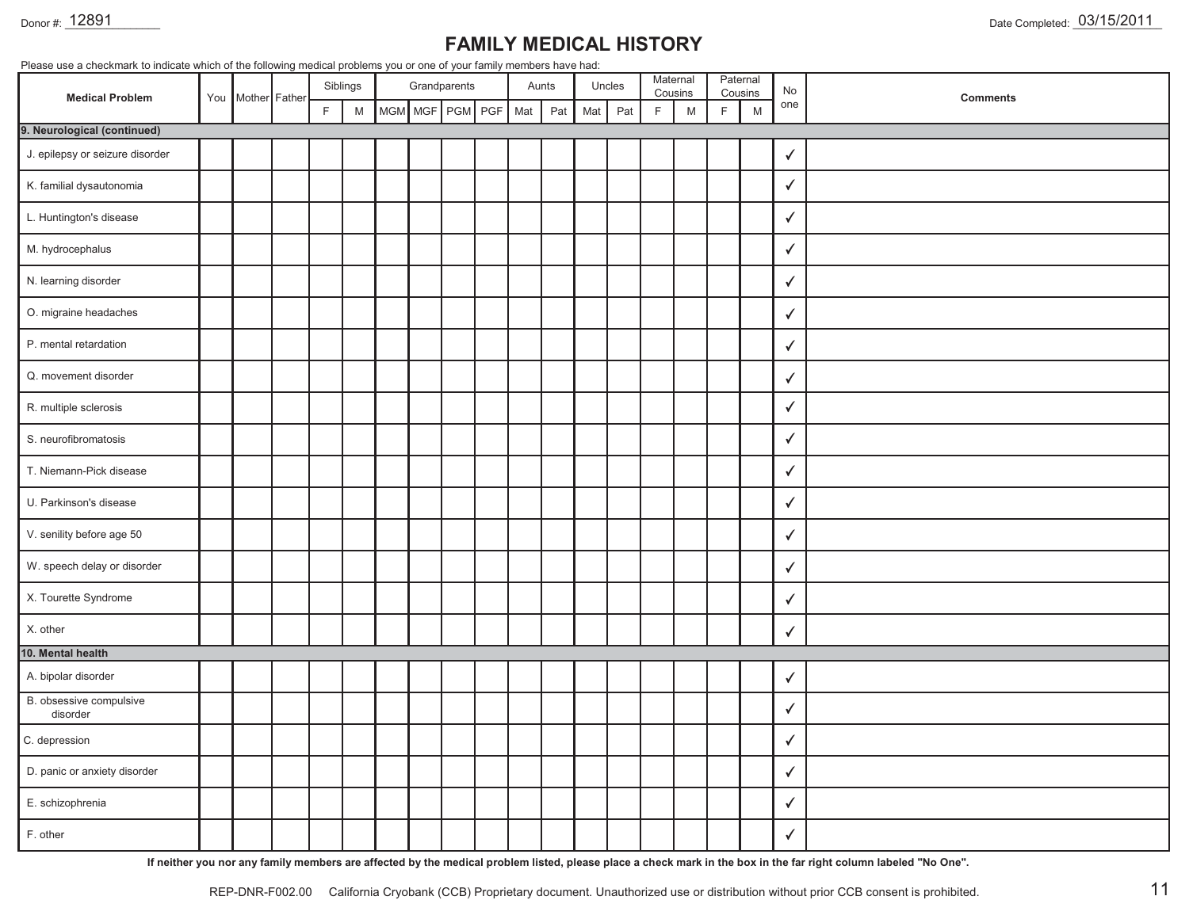Donor #: 12891

Date Completed: 03/15/2011

# FAMILY MEDICAL HISTORY

Please use a checkmark to indicate which of the following medical problems you or one of your family members have had:

| Medical Problem | You | Mother | Father | Siblings | | Grandparents | | | | Aunts | | Uncles | | Maternal Cousins | | Paternal Cousins | | No one | Comments |
|---|---|---|---|---|---|---|---|---|---|---|---|---|---|---|---|---|---|---|---|
| | | | | F | M | MGM | MGF | PGM | PGF | Mat | Pat | Mat | Pat | F | M | F | M | | |
| **9. Neurological (continued)** | | | | | | | | | | | | | | | | | | | |
| J. epilepsy or seizure disorder | | | | | | | | | | | | | | | | | | ✓ | |
| K. familial dysautonomia | | | | | | | | | | | | | | | | | | ✓ | |
| L. Huntington's disease | | | | | | | | | | | | | | | | | | ✓ | |
| M. hydrocephalus | | | | | | | | | | | | | | | | | | ✓ | |
| N. learning disorder | | | | | | | | | | | | | | | | | | ✓ | |
| O. migraine headaches | | | | | | | | | | | | | | | | | | ✓ | |
| P. mental retardation | | | | | | | | | | | | | | | | | | ✓ | |
| Q. movement disorder | | | | | | | | | | | | | | | | | | ✓ | |
| R. multiple sclerosis | | | | | | | | | | | | | | | | | | ✓ | |
| S. neurofibromatosis | | | | | | | | | | | | | | | | | | ✓ | |
| T. Niemann-Pick disease | | | | | | | | | | | | | | | | | | ✓ | |
| U. Parkinson's disease | | | | | | | | | | | | | | | | | | ✓ | |
| V. senility before age 50 | | | | | | | | | | | | | | | | | | ✓ | |
| W. speech delay or disorder | | | | | | | | | | | | | | | | | | ✓ | |
| X. Tourette Syndrome | | | | | | | | | | | | | | | | | | ✓ | |
| X. other | | | | | | | | | | | | | | | | | | ✓ | |
| **10. Mental health** | | | | | | | | | | | | | | | | | | | |
| A. bipolar disorder | | | | | | | | | | | | | | | | | | ✓ | |
| B. obsessive compulsive disorder | | | | | | | | | | | | | | | | | | ✓ | |
| C. depression | | | | | | | | | | | | | | | | | | ✓ | |
| D. panic or anxiety disorder | | | | | | | | | | | | | | | | | | ✓ | |
| E. schizophrenia | | | | | | | | | | | | | | | | | | ✓ | |
| F. other | | | | | | | | | | | | | | | | | | ✓ | |

**If neither you nor any family members are affected by the medical problem listed, please place a check mark in the box in the far right column labeled "No One".**

REP-DNR-F002.00 California Cryobank (CCB) Proprietary document. Unauthorized use or distribution without prior CCB consent is prohibited.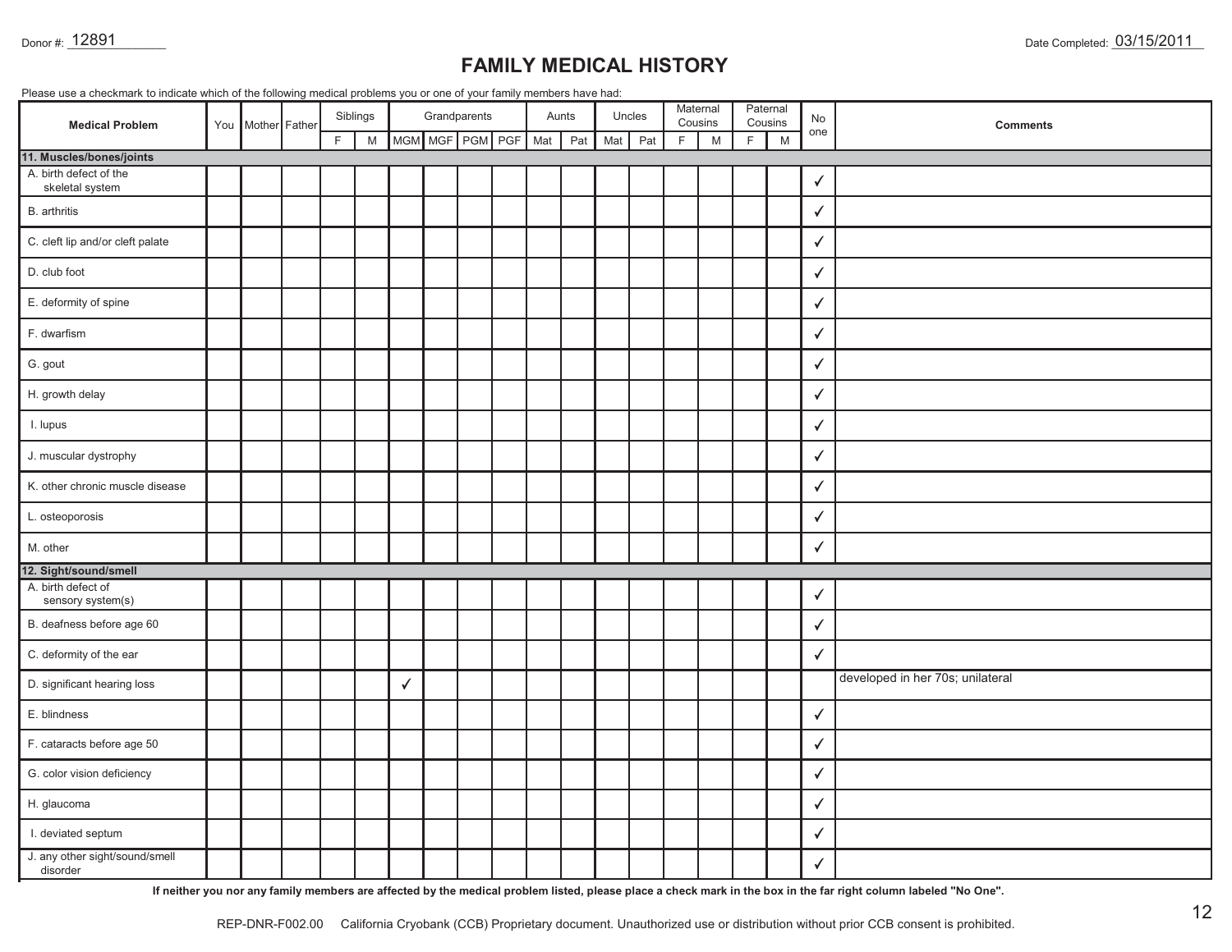Donor #: 12891 Date Completed: 03/15/2011

# FAMILY MEDICAL HISTORY

Please use a checkmark to indicate which of the following medical problems you or one of your family members have had:

| Medical Problem | You | Mother | Father | Siblings | | Grandparents | | | | Aunts | | Uncles | | Maternal Cousins | | Paternal Cousins | | No one | Comments |
|---|---|---|---|---|---|---|---|---|---|---|---|---|---|---|---|---|---|---|---|
| | | | | F | M | MGM | MGF | PGM | PGF | Mat | Pat | Mat | Pat | F | M | F | M | | |
| **11. Muscles/bones/joints** | | | | | | | | | | | | | | | | | | | |
| A. birth defect of the skeletal system | | | | | | | | | | | | | | | | | | ✓ | |
| B. arthritis | | | | | | | | | | | | | | | | | | ✓ | |
| C. cleft lip and/or cleft palate | | | | | | | | | | | | | | | | | | ✓ | |
| D. club foot | | | | | | | | | | | | | | | | | | ✓ | |
| E. deformity of spine | | | | | | | | | | | | | | | | | | ✓ | |
| F. dwarfism | | | | | | | | | | | | | | | | | | ✓ | |
| G. gout | | | | | | | | | | | | | | | | | | ✓ | |
| H. growth delay | | | | | | | | | | | | | | | | | | ✓ | |
| I. lupus | | | | | | | | | | | | | | | | | | ✓ | |
| J. muscular dystrophy | | | | | | | | | | | | | | | | | | ✓ | |
| K. other chronic muscle disease | | | | | | | | | | | | | | | | | | ✓ | |
| L. osteoporosis | | | | | | | | | | | | | | | | | | ✓ | |
| M. other | | | | | | | | | | | | | | | | | | ✓ | |
| **12. Sight/sound/smell** | | | | | | | | | | | | | | | | | | | |
| A. birth defect of sensory system(s) | | | | | | | | | | | | | | | | | | ✓ | |
| B. deafness before age 60 | | | | | | | | | | | | | | | | | | ✓ | |
| C. deformity of the ear | | | | | | | | | | | | | | | | | | ✓ | |
| D. significant hearing loss | | | | | | ✓ | | | | | | | | | | | | | developed in her 70s; unilateral |
| E. blindness | | | | | | | | | | | | | | | | | | ✓ | |
| F. cataracts before age 50 | | | | | | | | | | | | | | | | | | ✓ | |
| G. color vision deficiency | | | | | | | | | | | | | | | | | | ✓ | |
| H. glaucoma | | | | | | | | | | | | | | | | | | ✓ | |
| I. deviated septum | | | | | | | | | | | | | | | | | | ✓ | |
| J. any other sight/sound/smell disorder | | | | | | | | | | | | | | | | | | ✓ | |

**If neither you nor any family members are affected by the medical problem listed, please place a check mark in the box in the far right column labeled "No One".**

REP-DNR-F002.00 California Cryobank (CCB) Proprietary document. Unauthorized use or distribution without prior CCB consent is prohibited.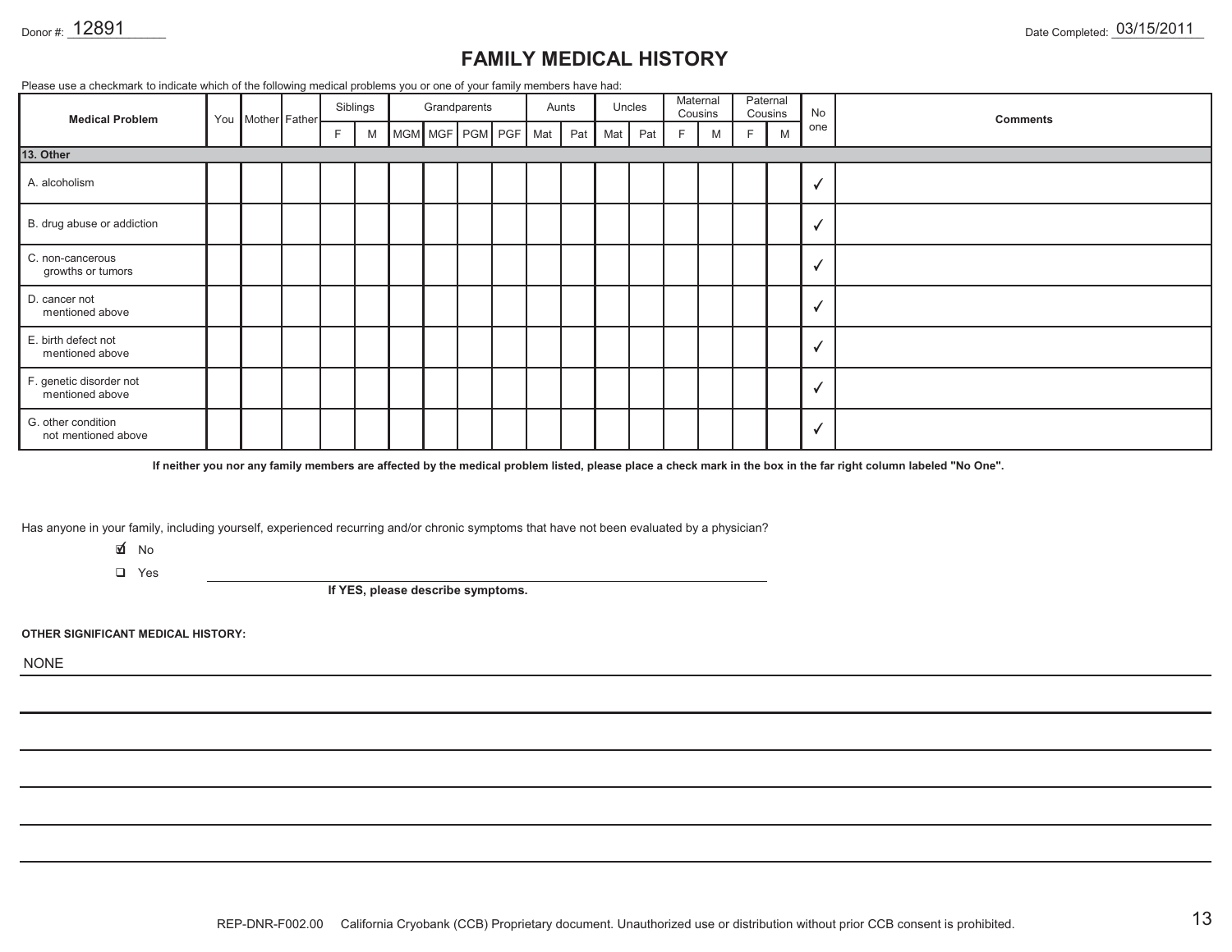Donor #: 12891

Date Completed: 03/15/2011

# FAMILY MEDICAL HISTORY

Please use a checkmark to indicate which of the following medical problems you or one of your family members have had:

| Medical Problem | You | Mother | Father | Siblings | | Grandparents | | | | Aunts | | Uncles | | Maternal Cousins | | Paternal Cousins | | No one | Comments |
|---|---|---|---|---|---|---|---|---|---|---|---|---|---|---|---|---|---|---|---|
| | | | | F | M | MGM | MGF | PGM | PGF | Mat | Pat | Mat | Pat | F | M | F | M | | |
| **13. Other** | | | | | | | | | | | | | | | | | | | |
| A. alcoholism | | | | | | | | | | | | | | | | | | ✓ | |
| B. drug abuse or addiction | | | | | | | | | | | | | | | | | | ✓ | |
| C. non-cancerous growths or tumors | | | | | | | | | | | | | | | | | | ✓ | |
| D. cancer not mentioned above | | | | | | | | | | | | | | | | | | ✓ | |
| E. birth defect not mentioned above | | | | | | | | | | | | | | | | | | ✓ | |
| F. genetic disorder not mentioned above | | | | | | | | | | | | | | | | | | ✓ | |
| G. other condition not mentioned above | | | | | | | | | | | | | | | | | | ✓ | |

**If neither you nor any family members are affected by the medical problem listed, please place a check mark in the box in the far right column labeled "No One".**

Has anyone in your family, including yourself, experienced recurring and/or chronic symptoms that have not been evaluated by a physician?

- ☑ No
- ❑ Yes

**If YES, please describe symptoms.**

**OTHER SIGNIFICANT MEDICAL HISTORY:**

NONE

REP-DNR-F002.00 California Cryobank (CCB) Proprietary document. Unauthorized use or distribution without prior CCB consent is prohibited.